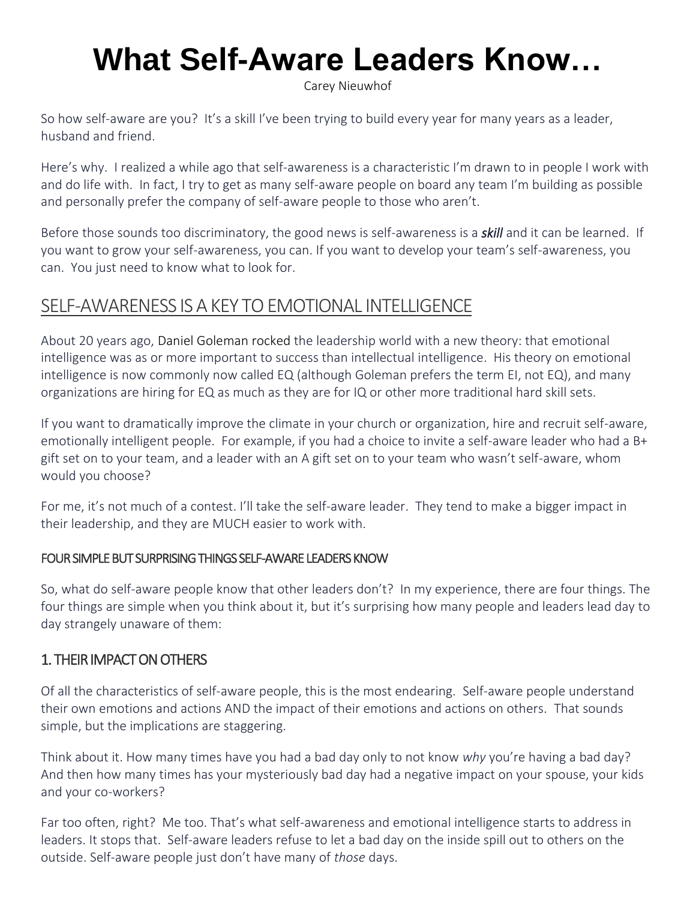# What Self-Aware Leaders Know…

Carey Nieuwhof

So how self-aware are you? It's a skill I've been trying to build every year for many years as a leader, husband and friend.

Here's why. I realized a while ago that self-awareness is a characteristic I'm drawn to in people I work with and do life with. In fact, I try to get as many self-aware people on board any team I'm building as possible and personally prefer the company of self-aware people to those who aren't.

Before those sounds too discriminatory, the good news is self-awareness is a ***skill*** and it can be learned. If you want to grow your self-awareness, you can. If you want to develop your team's self-awareness, you can. You just need to know what to look for.

## SELF-AWARENESS IS A KEY TO EMOTIONAL INTELLIGENCE

About 20 years ago, Daniel Goleman rocked the leadership world with a new theory: that emotional intelligence was as or more important to success than intellectual intelligence. His theory on emotional intelligence is now commonly now called EQ (although Goleman prefers the term EI, not EQ), and many organizations are hiring for EQ as much as they are for IQ or other more traditional hard skill sets.

If you want to dramatically improve the climate in your church or organization, hire and recruit self-aware, emotionally intelligent people. For example, if you had a choice to invite a self-aware leader who had a B+ gift set on to your team, and a leader with an A gift set on to your team who wasn't self-aware, whom would you choose?

For me, it's not much of a contest. I'll take the self-aware leader. They tend to make a bigger impact in their leadership, and they are MUCH easier to work with.

#### FOUR SIMPLE BUT SURPRISING THINGS SELF-AWARE LEADERS KNOW

So, what do self-aware people know that other leaders don't? In my experience, there are four things. The four things are simple when you think about it, but it's surprising how many people and leaders lead day to day strangely unaware of them:

### 1. THEIR IMPACT ON OTHERS

Of all the characteristics of self-aware people, this is the most endearing. Self-aware people understand their own emotions and actions AND the impact of their emotions and actions on others. That sounds simple, but the implications are staggering.

Think about it. How many times have you had a bad day only to not know *why* you're having a bad day? And then how many times has your mysteriously bad day had a negative impact on your spouse, your kids and your co-workers?

Far too often, right? Me too. That's what self-awareness and emotional intelligence starts to address in leaders. It stops that. Self-aware leaders refuse to let a bad day on the inside spill out to others on the outside. Self-aware people just don't have many of *those* days.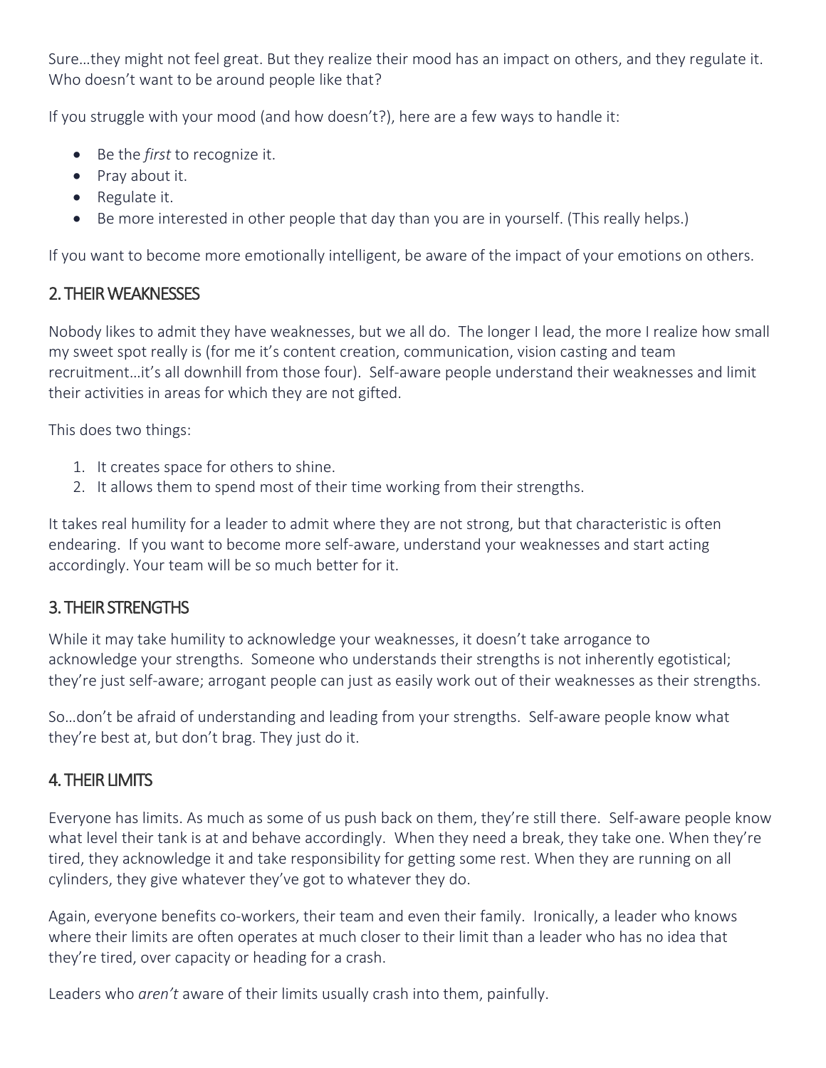Sure…they might not feel great. But they realize their mood has an impact on others, and they regulate it. Who doesn't want to be around people like that?

If you struggle with your mood (and how doesn't?), here are a few ways to handle it:

- Be the *first* to recognize it.
- Pray about it.
- Regulate it.
- Be more interested in other people that day than you are in yourself. (This really helps.)

If you want to become more emotionally intelligent, be aware of the impact of your emotions on others.

## 2. THEIR WEAKNESSES

Nobody likes to admit they have weaknesses, but we all do. The longer I lead, the more I realize how small my sweet spot really is (for me it's content creation, communication, vision casting and team recruitment…it's all downhill from those four). Self-aware people understand their weaknesses and limit their activities in areas for which they are not gifted.

This does two things:

1. It creates space for others to shine.
2. It allows them to spend most of their time working from their strengths.

It takes real humility for a leader to admit where they are not strong, but that characteristic is often endearing. If you want to become more self-aware, understand your weaknesses and start acting accordingly. Your team will be so much better for it.

## 3. THEIR STRENGTHS

While it may take humility to acknowledge your weaknesses, it doesn't take arrogance to acknowledge your strengths. Someone who understands their strengths is not inherently egotistical; they're just self-aware; arrogant people can just as easily work out of their weaknesses as their strengths.

So…don't be afraid of understanding and leading from your strengths. Self-aware people know what they're best at, but don't brag. They just do it.

## 4. THEIR LIMITS

Everyone has limits. As much as some of us push back on them, they're still there. Self-aware people know what level their tank is at and behave accordingly. When they need a break, they take one. When they're tired, they acknowledge it and take responsibility for getting some rest. When they are running on all cylinders, they give whatever they've got to whatever they do.

Again, everyone benefits co-workers, their team and even their family. Ironically, a leader who knows where their limits are often operates at much closer to their limit than a leader who has no idea that they're tired, over capacity or heading for a crash.

Leaders who *aren't* aware of their limits usually crash into them, painfully.